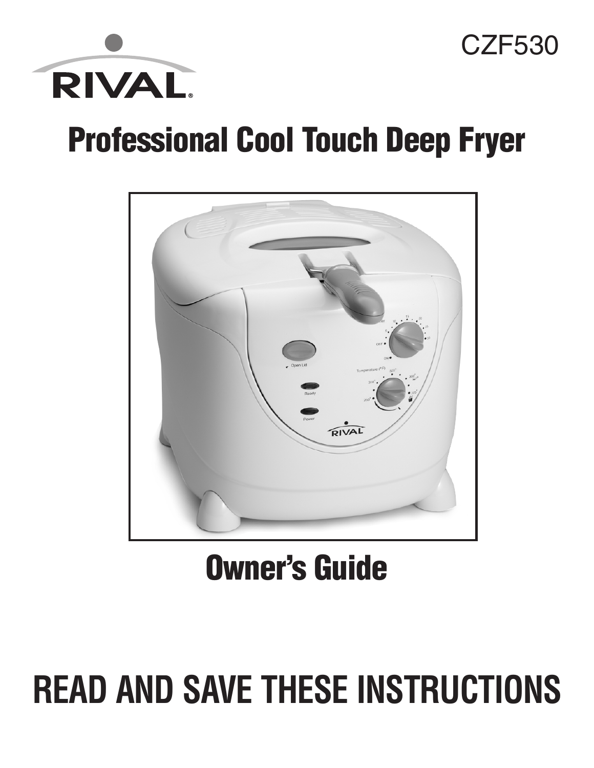RIVAL®

CZF530

# Professional Cool Touch Deep Fryer

## Owner's Guide

# READ AND SAVE THESE INSTRUCTIONS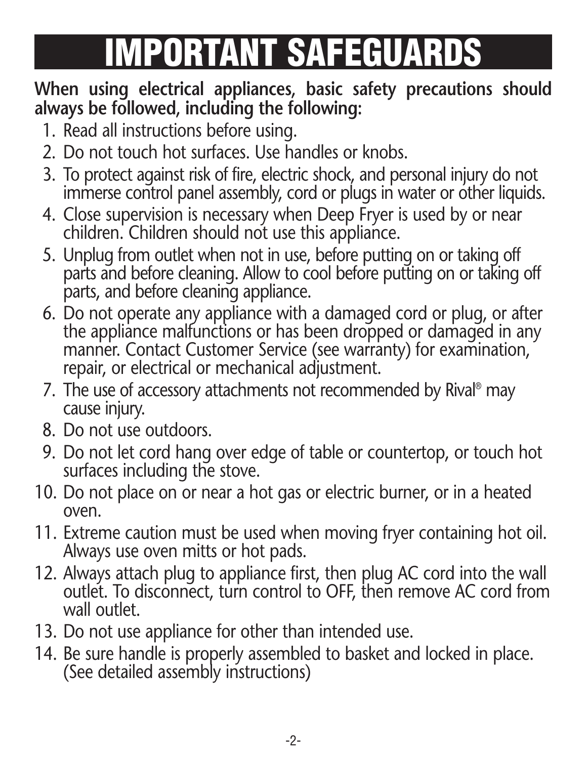# IMPORTANT SAFEGUARDS

**When using electrical appliances, basic safety precautions should always be followed, including the following:**

1. Read all instructions before using.
2. Do not touch hot surfaces. Use handles or knobs.
3. To protect against risk of fire, electric shock, and personal injury do not immerse control panel assembly, cord or plugs in water or other liquids.
4. Close supervision is necessary when Deep Fryer is used by or near children. Children should not use this appliance.
5. Unplug from outlet when not in use, before putting on or taking off parts and before cleaning. Allow to cool before putting on or taking off parts, and before cleaning appliance.
6. Do not operate any appliance with a damaged cord or plug, or after the appliance malfunctions or has been dropped or damaged in any manner. Contact Customer Service (see warranty) for examination, repair, or electrical or mechanical adjustment.
7. The use of accessory attachments not recommended by Rival® may cause injury.
8. Do not use outdoors.
9. Do not let cord hang over edge of table or countertop, or touch hot surfaces including the stove.
10. Do not place on or near a hot gas or electric burner, or in a heated oven.
11. Extreme caution must be used when moving fryer containing hot oil. Always use oven mitts or hot pads.
12. Always attach plug to appliance first, then plug AC cord into the wall outlet. To disconnect, turn control to OFF, then remove AC cord from wall outlet.
13. Do not use appliance for other than intended use.
14. Be sure handle is properly assembled to basket and locked in place. (See detailed assembly instructions)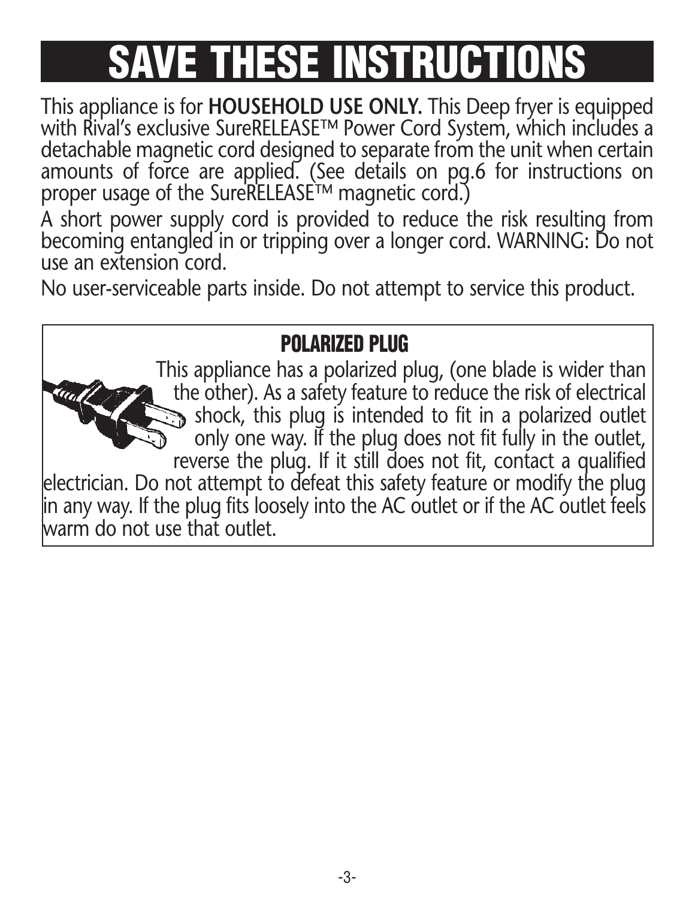# SAVE THESE INSTRUCTIONS

This appliance is for **HOUSEHOLD USE ONLY.** This Deep fryer is equipped with Rival's exclusive SureRELEASE™ Power Cord System, which includes a detachable magnetic cord designed to separate from the unit when certain amounts of force are applied. (See details on pg.6 for instructions on proper usage of the SureRELEASE™ magnetic cord.)

A short power supply cord is provided to reduce the risk resulting from becoming entangled in or tripping over a longer cord. WARNING: Do not use an extension cord.

No user-serviceable parts inside. Do not attempt to service this product.

## POLARIZED PLUG

This appliance has a polarized plug, (one blade is wider than the other). As a safety feature to reduce the risk of electrical shock, this plug is intended to fit in a polarized outlet only one way. If the plug does not fit fully in the outlet, reverse the plug. If it still does not fit, contact a qualified electrician. Do not attempt to defeat this safety feature or modify the plug in any way. If the plug fits loosely into the AC outlet or if the AC outlet feels warm do not use that outlet.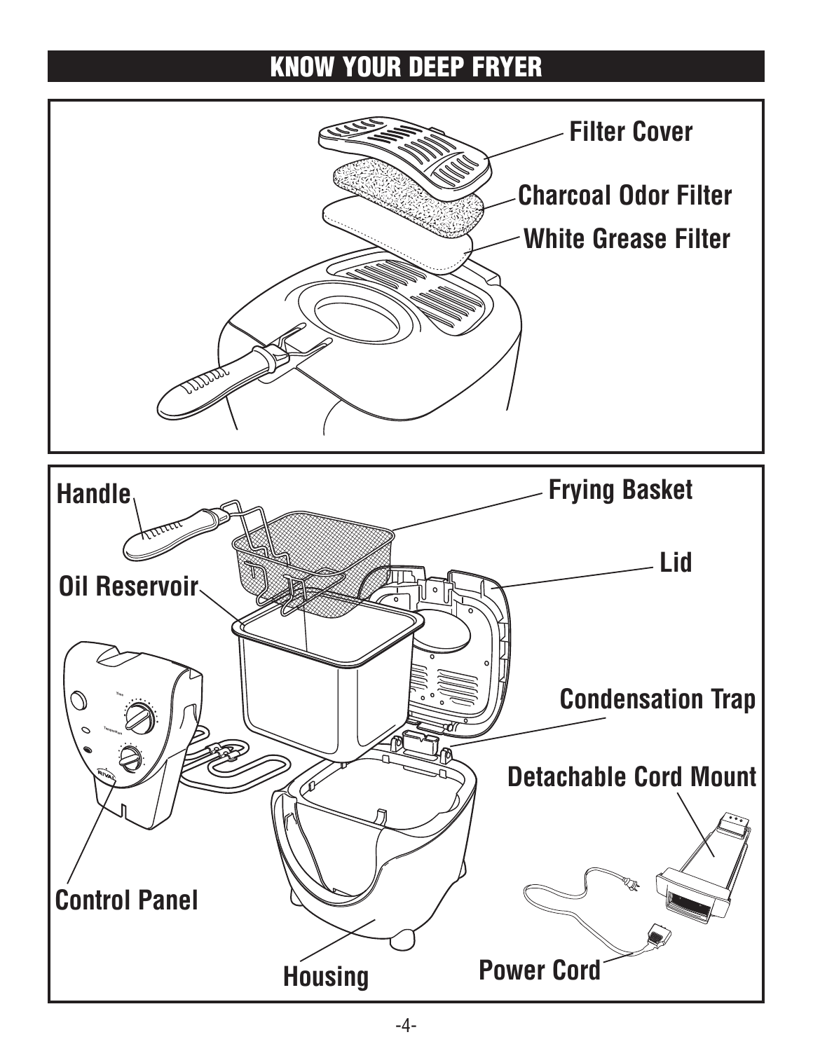# KNOW YOUR DEEP FRYER

Filter Cover

Charcoal Odor Filter

White Grease Filter

Handle

Frying Basket

Lid

Oil Reservoir

Condensation Trap

Detachable Cord Mount

Control Panel

Housing

Power Cord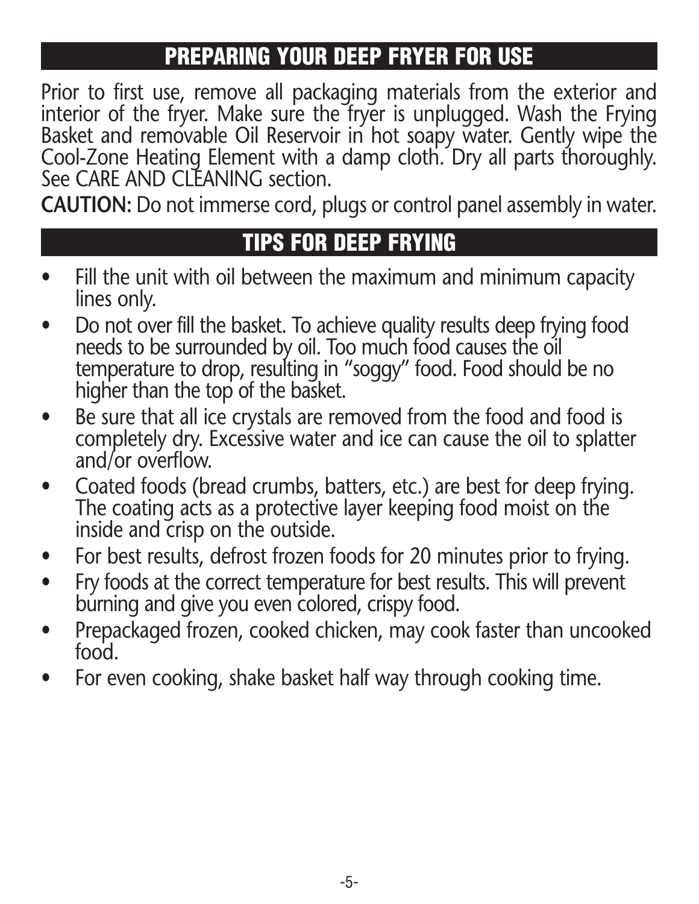## PREPARING YOUR DEEP FRYER FOR USE

Prior to first use, remove all packaging materials from the exterior and interior of the fryer. Make sure the fryer is unplugged. Wash the Frying Basket and removable Oil Reservoir in hot soapy water. Gently wipe the Cool-Zone Heating Element with a damp cloth. Dry all parts thoroughly. See CARE AND CLEANING section.

**CAUTION:** Do not immerse cord, plugs or control panel assembly in water.

## TIPS FOR DEEP FRYING

- Fill the unit with oil between the maximum and minimum capacity lines only.
- Do not over fill the basket. To achieve quality results deep frying food needs to be surrounded by oil. Too much food causes the oil temperature to drop, resulting in "soggy" food. Food should be no higher than the top of the basket.
- Be sure that all ice crystals are removed from the food and food is completely dry. Excessive water and ice can cause the oil to splatter and/or overflow.
- Coated foods (bread crumbs, batters, etc.) are best for deep frying. The coating acts as a protective layer keeping food moist on the inside and crisp on the outside.
- For best results, defrost frozen foods for 20 minutes prior to frying.
- Fry foods at the correct temperature for best results. This will prevent burning and give you even colored, crispy food.
- Prepackaged frozen, cooked chicken, may cook faster than uncooked food.
- For even cooking, shake basket half way through cooking time.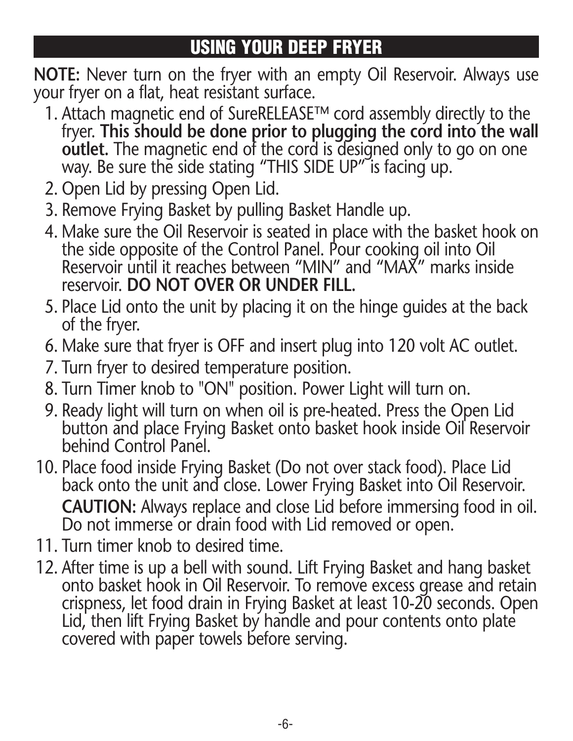## USING YOUR DEEP FRYER

**NOTE:** Never turn on the fryer with an empty Oil Reservoir. Always use your fryer on a flat, heat resistant surface.

1. Attach magnetic end of SureRELEASE™ cord assembly directly to the fryer. **This should be done prior to plugging the cord into the wall outlet.** The magnetic end of the cord is designed only to go on one way. Be sure the side stating "THIS SIDE UP" is facing up.
2. Open Lid by pressing Open Lid.
3. Remove Frying Basket by pulling Basket Handle up.
4. Make sure the Oil Reservoir is seated in place with the basket hook on the side opposite of the Control Panel. Pour cooking oil into Oil Reservoir until it reaches between "MIN" and "MAX" marks inside reservoir. **DO NOT OVER OR UNDER FILL.**
5. Place Lid onto the unit by placing it on the hinge guides at the back of the fryer.
6. Make sure that fryer is OFF and insert plug into 120 volt AC outlet.
7. Turn fryer to desired temperature position.
8. Turn Timer knob to "ON" position. Power Light will turn on.
9. Ready light will turn on when oil is pre-heated. Press the Open Lid button and place Frying Basket onto basket hook inside Oil Reservoir behind Control Panel.
10. Place food inside Frying Basket (Do not over stack food). Place Lid back onto the unit and close. Lower Frying Basket into Oil Reservoir.

    **CAUTION:** Always replace and close Lid before immersing food in oil. Do not immerse or drain food with Lid removed or open.
11. Turn timer knob to desired time.
12. After time is up a bell with sound. Lift Frying Basket and hang basket onto basket hook in Oil Reservoir. To remove excess grease and retain crispness, let food drain in Frying Basket at least 10-20 seconds. Open Lid, then lift Frying Basket by handle and pour contents onto plate covered with paper towels before serving.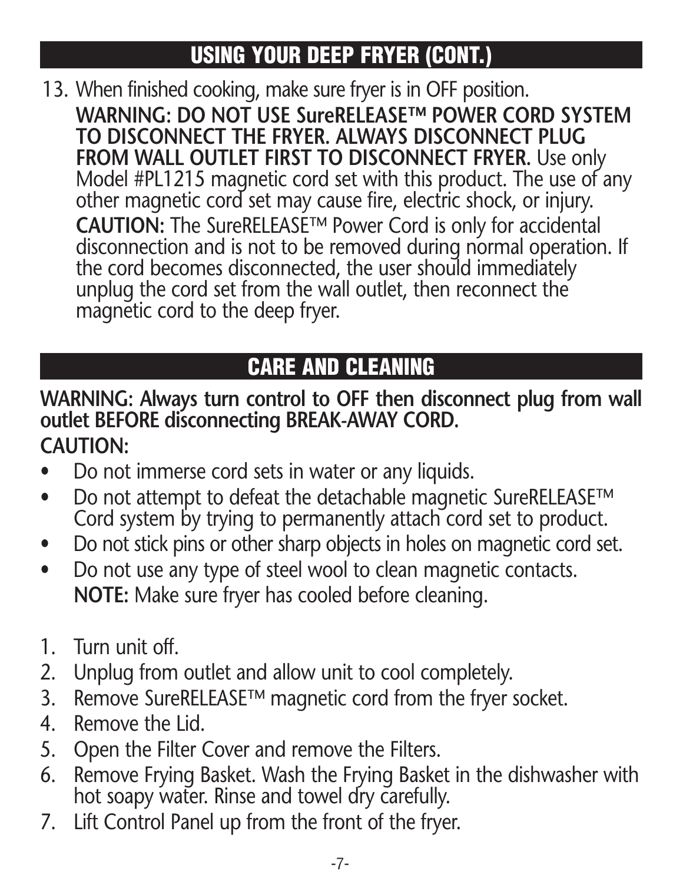## USING YOUR DEEP FRYER (CONT.)

13. When finished cooking, make sure fryer is in OFF position.
    **WARNING: DO NOT USE SureRELEASE™ POWER CORD SYSTEM TO DISCONNECT THE FRYER. ALWAYS DISCONNECT PLUG FROM WALL OUTLET FIRST TO DISCONNECT FRYER.** Use only Model #PL1215 magnetic cord set with this product. The use of any other magnetic cord set may cause fire, electric shock, or injury.
    **CAUTION:** The SureRELEASE™ Power Cord is only for accidental disconnection and is not to be removed during normal operation. If the cord becomes disconnected, the user should immediately unplug the cord set from the wall outlet, then reconnect the magnetic cord to the deep fryer.

## CARE AND CLEANING

**WARNING: Always turn control to OFF then disconnect plug from wall outlet BEFORE disconnecting BREAK-AWAY CORD.**

**CAUTION:**

- Do not immerse cord sets in water or any liquids.
- Do not attempt to defeat the detachable magnetic SureRELEASE™ Cord system by trying to permanently attach cord set to product.
- Do not stick pins or other sharp objects in holes on magnetic cord set.
- Do not use any type of steel wool to clean magnetic contacts.
  **NOTE:** Make sure fryer has cooled before cleaning.

1. Turn unit off.
2. Unplug from outlet and allow unit to cool completely.
3. Remove SureRELEASE™ magnetic cord from the fryer socket.
4. Remove the Lid.
5. Open the Filter Cover and remove the Filters.
6. Remove Frying Basket. Wash the Frying Basket in the dishwasher with hot soapy water. Rinse and towel dry carefully.
7. Lift Control Panel up from the front of the fryer.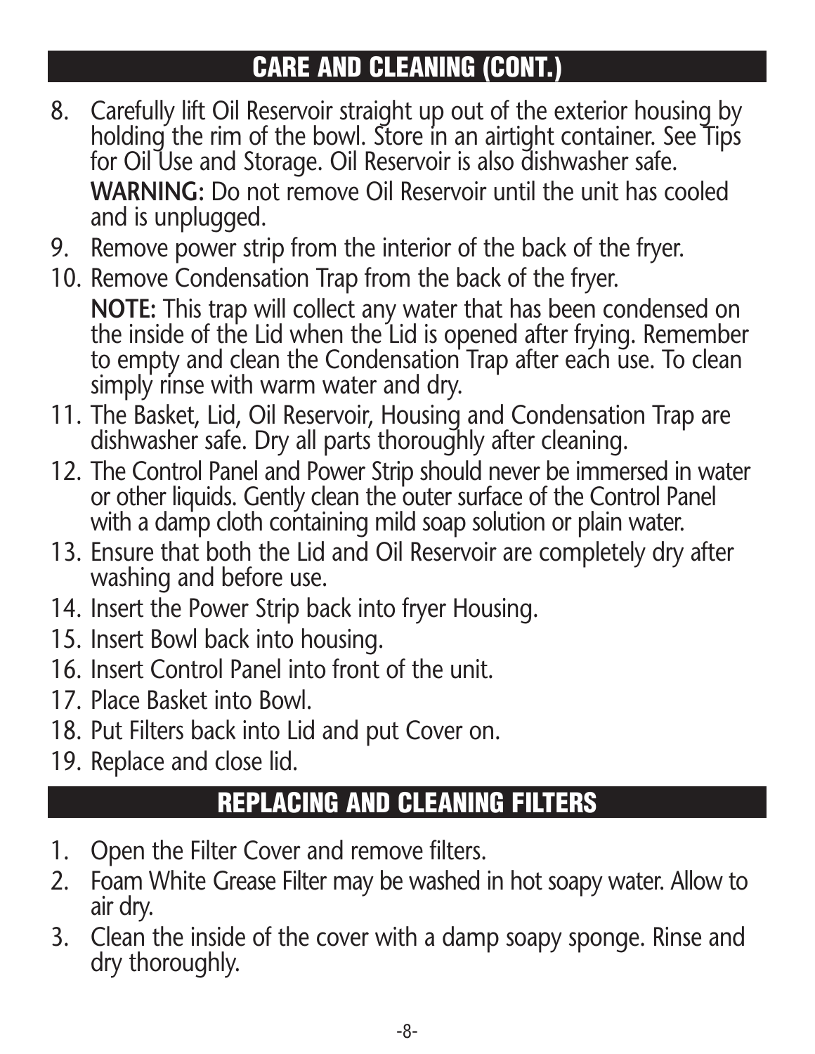## CARE AND CLEANING (CONT.)

8. Carefully lift Oil Reservoir straight up out of the exterior housing by holding the rim of the bowl. Store in an airtight container. See Tips for Oil Use and Storage. Oil Reservoir is also dishwasher safe.

   **WARNING:** Do not remove Oil Reservoir until the unit has cooled and is unplugged.
9. Remove power strip from the interior of the back of the fryer.
10. Remove Condensation Trap from the back of the fryer.

    **NOTE:** This trap will collect any water that has been condensed on the inside of the Lid when the Lid is opened after frying. Remember to empty and clean the Condensation Trap after each use. To clean simply rinse with warm water and dry.
11. The Basket, Lid, Oil Reservoir, Housing and Condensation Trap are dishwasher safe. Dry all parts thoroughly after cleaning.
12. The Control Panel and Power Strip should never be immersed in water or other liquids. Gently clean the outer surface of the Control Panel with a damp cloth containing mild soap solution or plain water.
13. Ensure that both the Lid and Oil Reservoir are completely dry after washing and before use.
14. Insert the Power Strip back into fryer Housing.
15. Insert Bowl back into housing.
16. Insert Control Panel into front of the unit.
17. Place Basket into Bowl.
18. Put Filters back into Lid and put Cover on.
19. Replace and close lid.

## REPLACING AND CLEANING FILTERS

1. Open the Filter Cover and remove filters.
2. Foam White Grease Filter may be washed in hot soapy water. Allow to air dry.
3. Clean the inside of the cover with a damp soapy sponge. Rinse and dry thoroughly.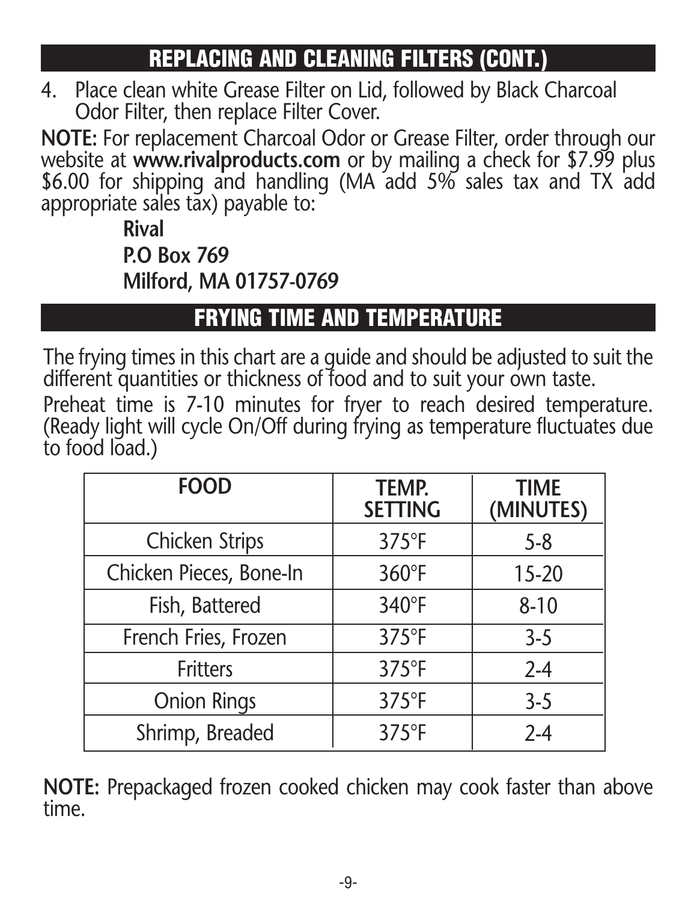## REPLACING AND CLEANING FILTERS (CONT.)

4. Place clean white Grease Filter on Lid, followed by Black Charcoal Odor Filter, then replace Filter Cover.

**NOTE:** For replacement Charcoal Odor or Grease Filter, order through our website at **www.rivalproducts.com** or by mailing a check for $7.99 plus $6.00 for shipping and handling (MA add 5% sales tax and TX add appropriate sales tax) payable to:

**Rival**
**P.O Box 769**
**Milford, MA 01757-0769**

## FRYING TIME AND TEMPERATURE

The frying times in this chart are a guide and should be adjusted to suit the different quantities or thickness of food and to suit your own taste.

Preheat time is 7-10 minutes for fryer to reach desired temperature. (Ready light will cycle On/Off during frying as temperature fluctuates due to food load.)

| FOOD | TEMP. SETTING | TIME (MINUTES) |
|---|---|---|
| Chicken Strips | 375°F | 5-8 |
| Chicken Pieces, Bone-In | 360°F | 15-20 |
| Fish, Battered | 340°F | 8-10 |
| French Fries, Frozen | 375°F | 3-5 |
| Fritters | 375°F | 2-4 |
| Onion Rings | 375°F | 3-5 |
| Shrimp, Breaded | 375°F | 2-4 |

**NOTE:** Prepackaged frozen cooked chicken may cook faster than above time.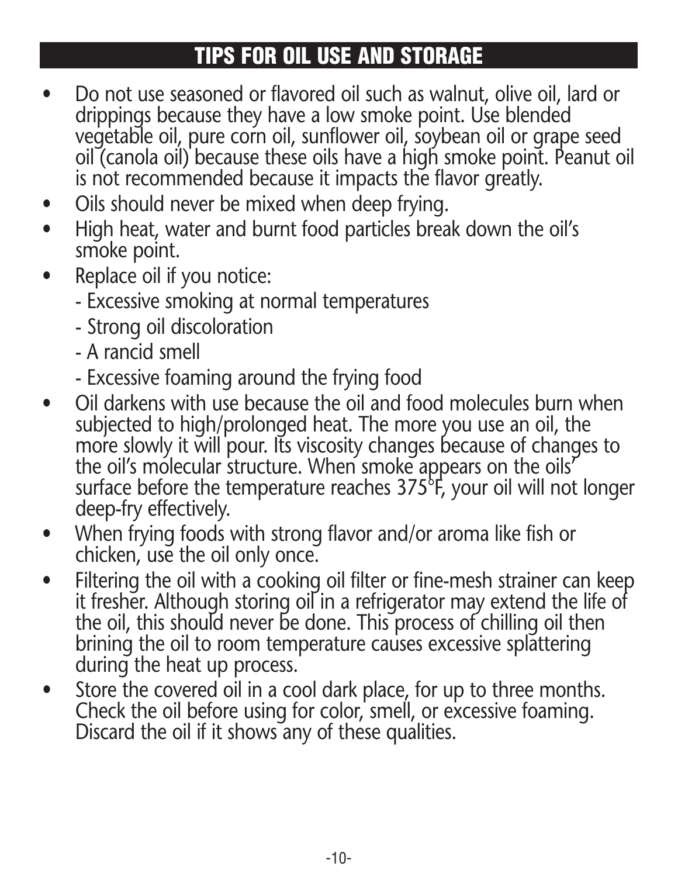## TIPS FOR OIL USE AND STORAGE

- Do not use seasoned or flavored oil such as walnut, olive oil, lard or drippings because they have a low smoke point. Use blended vegetable oil, pure corn oil, sunflower oil, soybean oil or grape seed oil (canola oil) because these oils have a high smoke point. Peanut oil is not recommended because it impacts the flavor greatly.
- Oils should never be mixed when deep frying.
- High heat, water and burnt food particles break down the oil's smoke point.
- Replace oil if you notice:
  - Excessive smoking at normal temperatures
  - Strong oil discoloration
  - A rancid smell
  - Excessive foaming around the frying food
- Oil darkens with use because the oil and food molecules burn when subjected to high/prolonged heat. The more you use an oil, the more slowly it will pour. Its viscosity changes because of changes to the oil's molecular structure. When smoke appears on the oils' surface before the temperature reaches 375°F, your oil will not longer deep-fry effectively.
- When frying foods with strong flavor and/or aroma like fish or chicken, use the oil only once.
- Filtering the oil with a cooking oil filter or fine-mesh strainer can keep it fresher. Although storing oil in a refrigerator may extend the life of the oil, this should never be done. This process of chilling oil then brining the oil to room temperature causes excessive splattering during the heat up process.
- Store the covered oil in a cool dark place, for up to three months. Check the oil before using for color, smell, or excessive foaming. Discard the oil if it shows any of these qualities.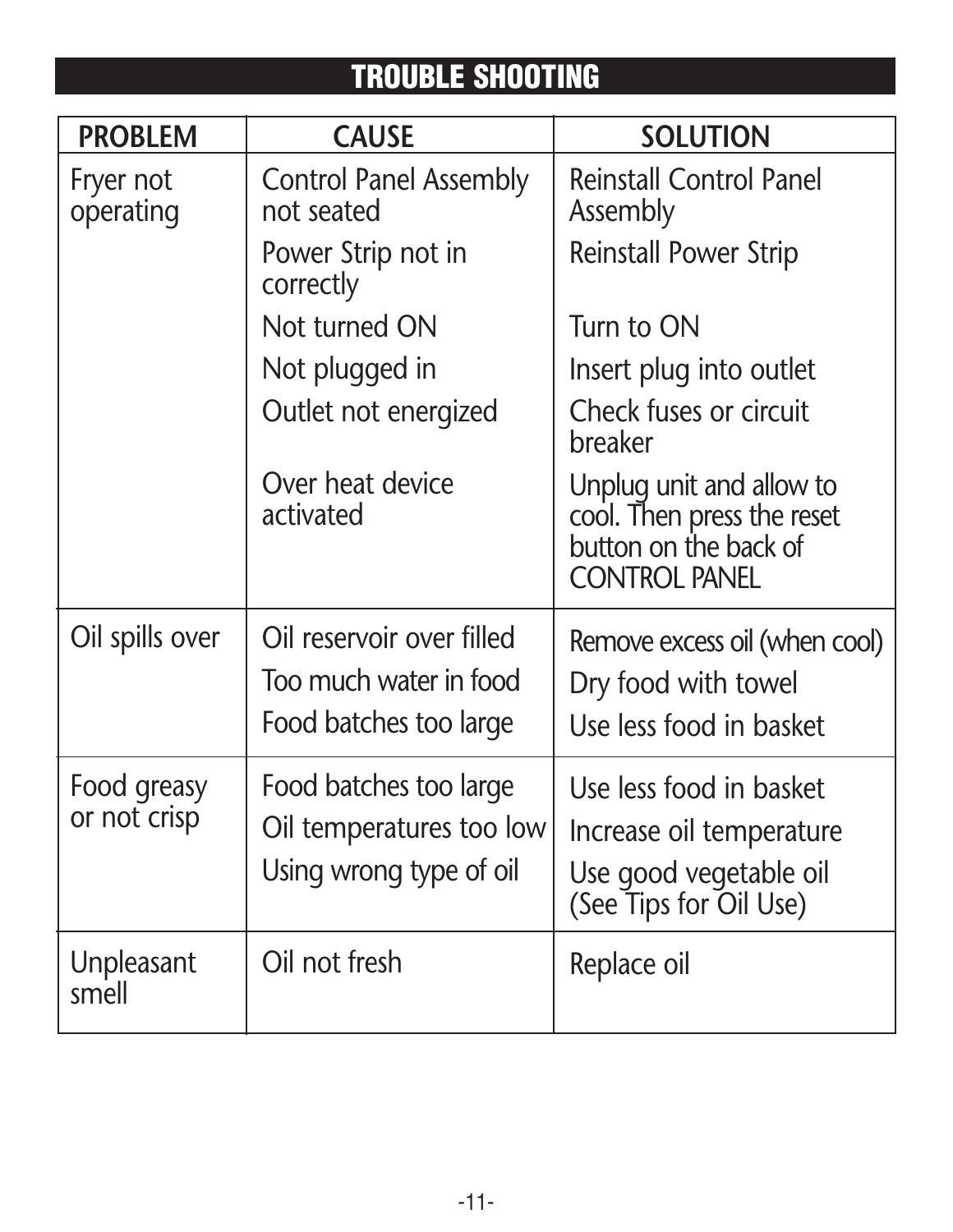## TROUBLE SHOOTING

| PROBLEM | CAUSE | SOLUTION |
|---|---|---|
| Fryer not operating | Control Panel Assembly not seated | Reinstall Control Panel Assembly |
| | Power Strip not in correctly | Reinstall Power Strip |
| | Not turned ON | Turn to ON |
| | Not plugged in | Insert plug into outlet |
| | Outlet not energized | Check fuses or circuit breaker |
| | Over heat device activated | Unplug unit and allow to cool. Then press the reset button on the back of CONTROL PANEL |
| Oil spills over | Oil reservoir over filled | Remove excess oil (when cool) |
| | Too much water in food | Dry food with towel |
| | Food batches too large | Use less food in basket |
| Food greasy or not crisp | Food batches too large | Use less food in basket |
| | Oil temperatures too low | Increase oil temperature |
| | Using wrong type of oil | Use good vegetable oil (See Tips for Oil Use) |
| Unpleasant smell | Oil not fresh | Replace oil |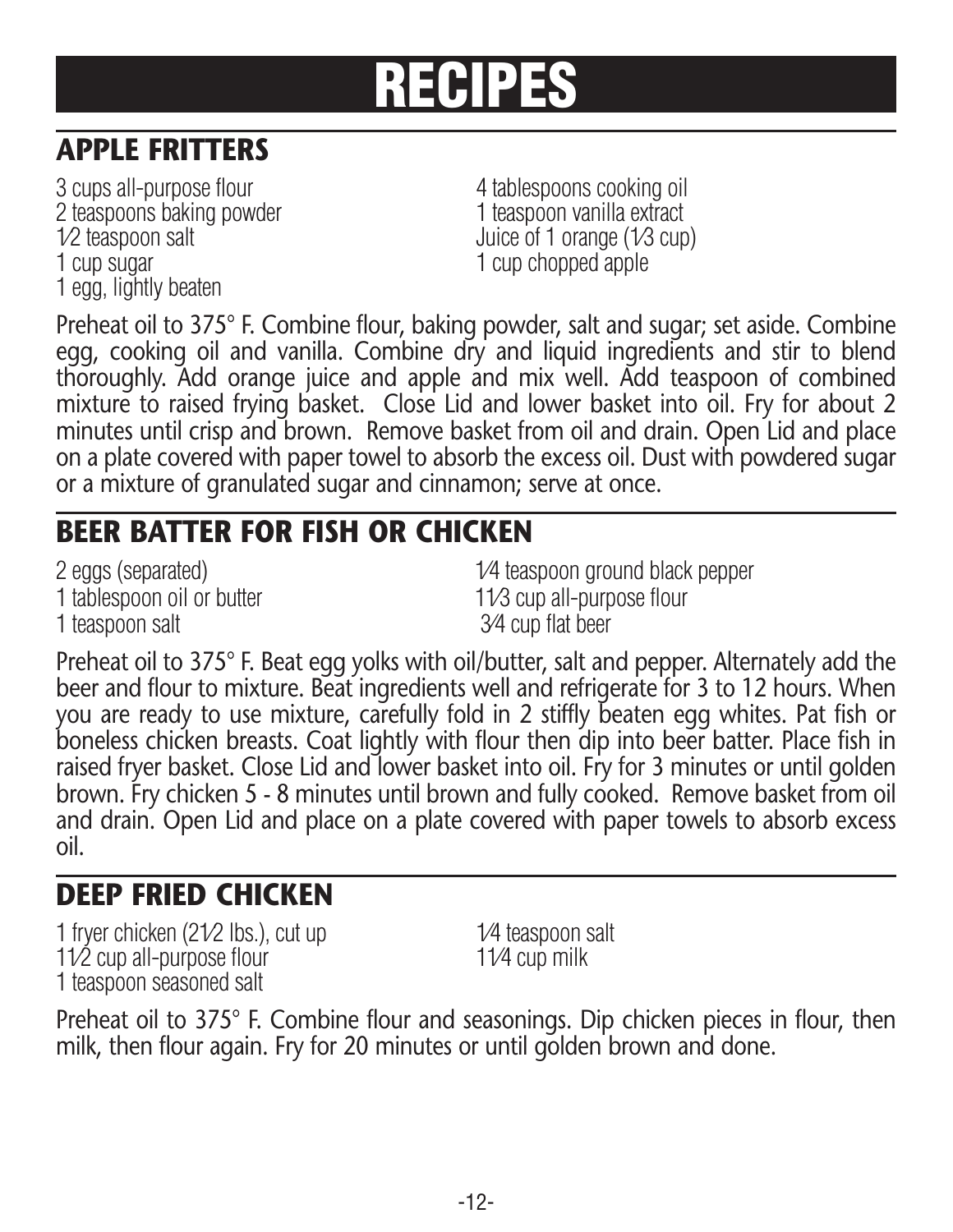# RECIPES

## APPLE FRITTERS

3 cups all-purpose flour
2 teaspoons baking powder
1⁄2 teaspoon salt
1 cup sugar
1 egg, lightly beaten
4 tablespoons cooking oil
1 teaspoon vanilla extract
Juice of 1 orange (1⁄3 cup)
1 cup chopped apple

Preheat oil to 375° F. Combine flour, baking powder, salt and sugar; set aside. Combine egg, cooking oil and vanilla. Combine dry and liquid ingredients and stir to blend thoroughly. Add orange juice and apple and mix well. Add teaspoon of combined mixture to raised frying basket. Close Lid and lower basket into oil. Fry for about 2 minutes until crisp and brown. Remove basket from oil and drain. Open Lid and place on a plate covered with paper towel to absorb the excess oil. Dust with powdered sugar or a mixture of granulated sugar and cinnamon; serve at once.

## BEER BATTER FOR FISH OR CHICKEN

2 eggs (separated)
1 tablespoon oil or butter
1 teaspoon salt
1⁄4 teaspoon ground black pepper
1 1⁄3 cup all-purpose flour
3⁄4 cup flat beer

Preheat oil to 375° F. Beat egg yolks with oil/butter, salt and pepper. Alternately add the beer and flour to mixture. Beat ingredients well and refrigerate for 3 to 12 hours. When you are ready to use mixture, carefully fold in 2 stiffly beaten egg whites. Pat fish or boneless chicken breasts. Coat lightly with flour then dip into beer batter. Place fish in raised fryer basket. Close Lid and lower basket into oil. Fry for 3 minutes or until golden brown. Fry chicken 5 - 8 minutes until brown and fully cooked. Remove basket from oil and drain. Open Lid and place on a plate covered with paper towels to absorb excess oil.

## DEEP FRIED CHICKEN

1 fryer chicken (2 1⁄2 lbs.), cut up
1 1⁄2 cup all-purpose flour
1 teaspoon seasoned salt
1⁄4 teaspoon salt
1 1⁄4 cup milk

Preheat oil to 375° F. Combine flour and seasonings. Dip chicken pieces in flour, then milk, then flour again. Fry for 20 minutes or until golden brown and done.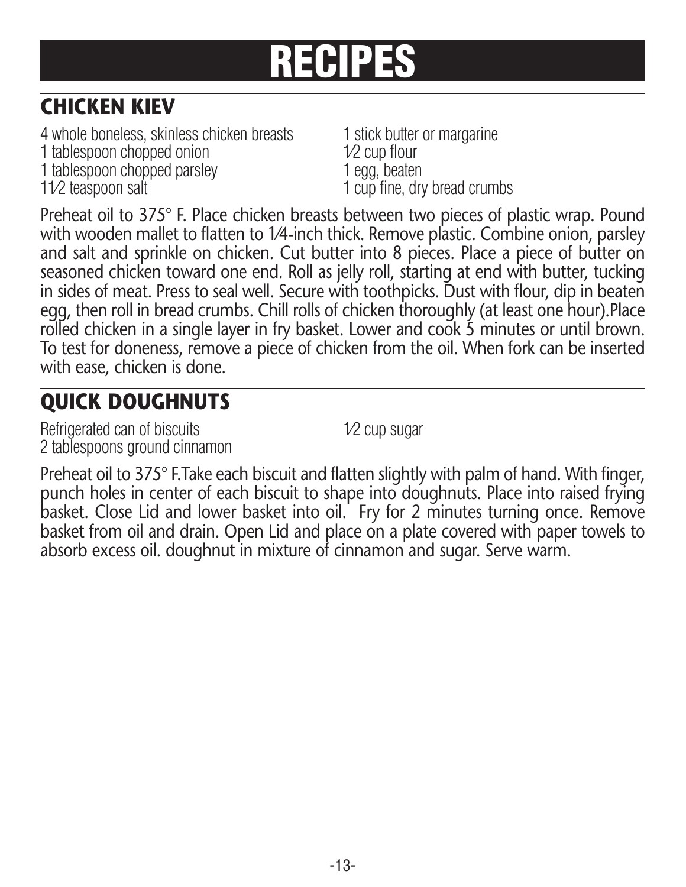# RECIPES

## CHICKEN KIEV

- 4 whole boneless, skinless chicken breasts
- 1 tablespoon chopped onion
- 1 tablespoon chopped parsley
- 1½ teaspoon salt
- 1 stick butter or margarine
- ½ cup flour
- 1 egg, beaten
- 1 cup fine, dry bread crumbs

Preheat oil to 375° F. Place chicken breasts between two pieces of plastic wrap. Pound with wooden mallet to flatten to ¼-inch thick. Remove plastic. Combine onion, parsley and salt and sprinkle on chicken. Cut butter into 8 pieces. Place a piece of butter on seasoned chicken toward one end. Roll as jelly roll, starting at end with butter, tucking in sides of meat. Press to seal well. Secure with toothpicks. Dust with flour, dip in beaten egg, then roll in bread crumbs. Chill rolls of chicken thoroughly (at least one hour).Place rolled chicken in a single layer in fry basket. Lower and cook 5 minutes or until brown. To test for doneness, remove a piece of chicken from the oil. When fork can be inserted with ease, chicken is done.

## QUICK DOUGHNUTS

- Refrigerated can of biscuits
- 2 tablespoons ground cinnamon
- ½ cup sugar

Preheat oil to 375° F.Take each biscuit and flatten slightly with palm of hand. With finger, punch holes in center of each biscuit to shape into doughnuts. Place into raised frying basket. Close Lid and lower basket into oil. Fry for 2 minutes turning once. Remove basket from oil and drain. Open Lid and place on a plate covered with paper towels to absorb excess oil. doughnut in mixture of cinnamon and sugar. Serve warm.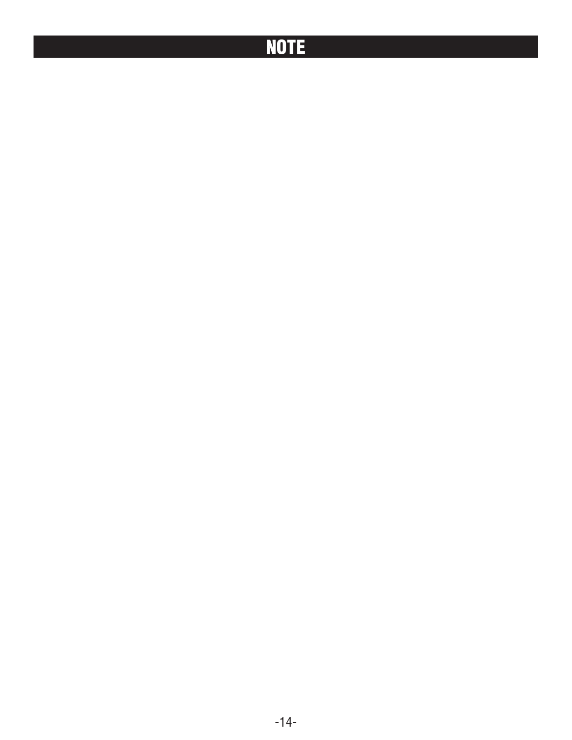# NOTE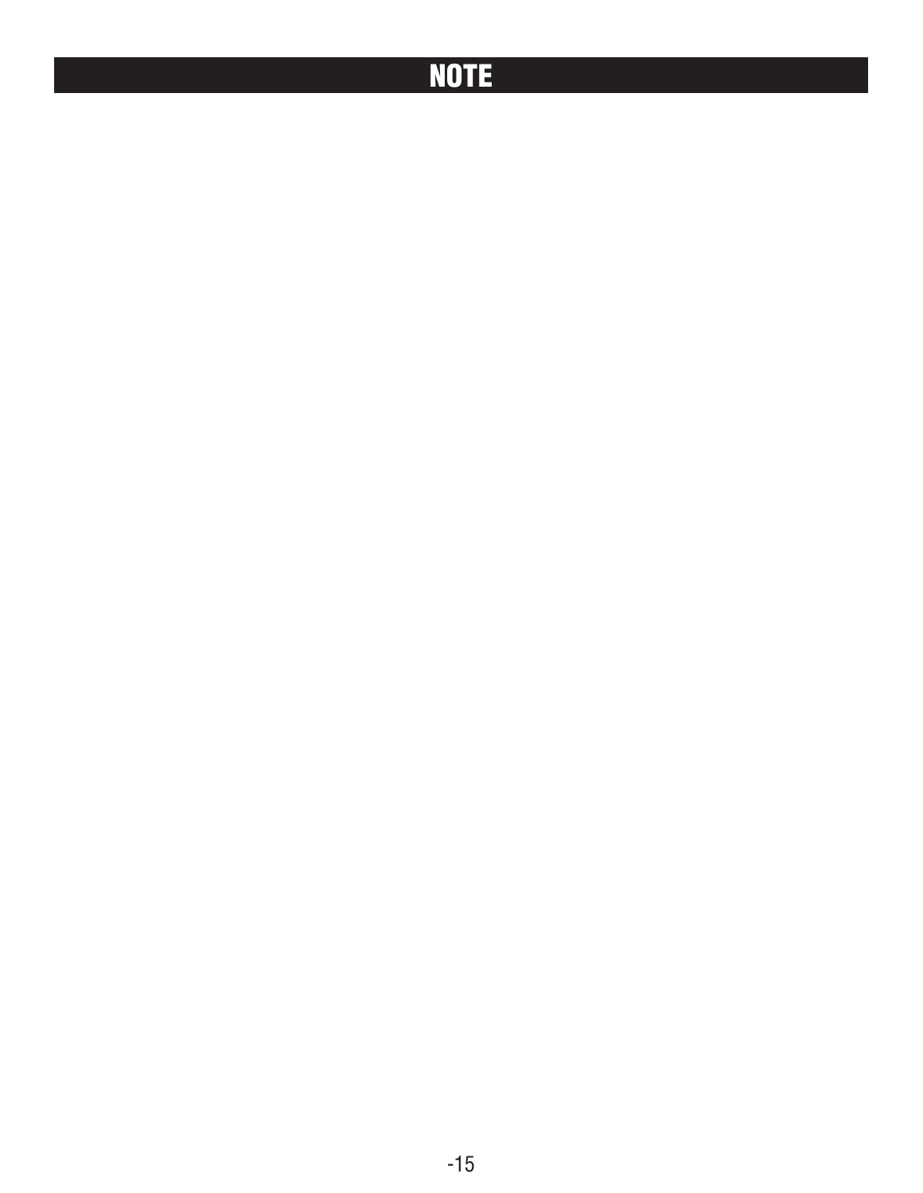# NOTE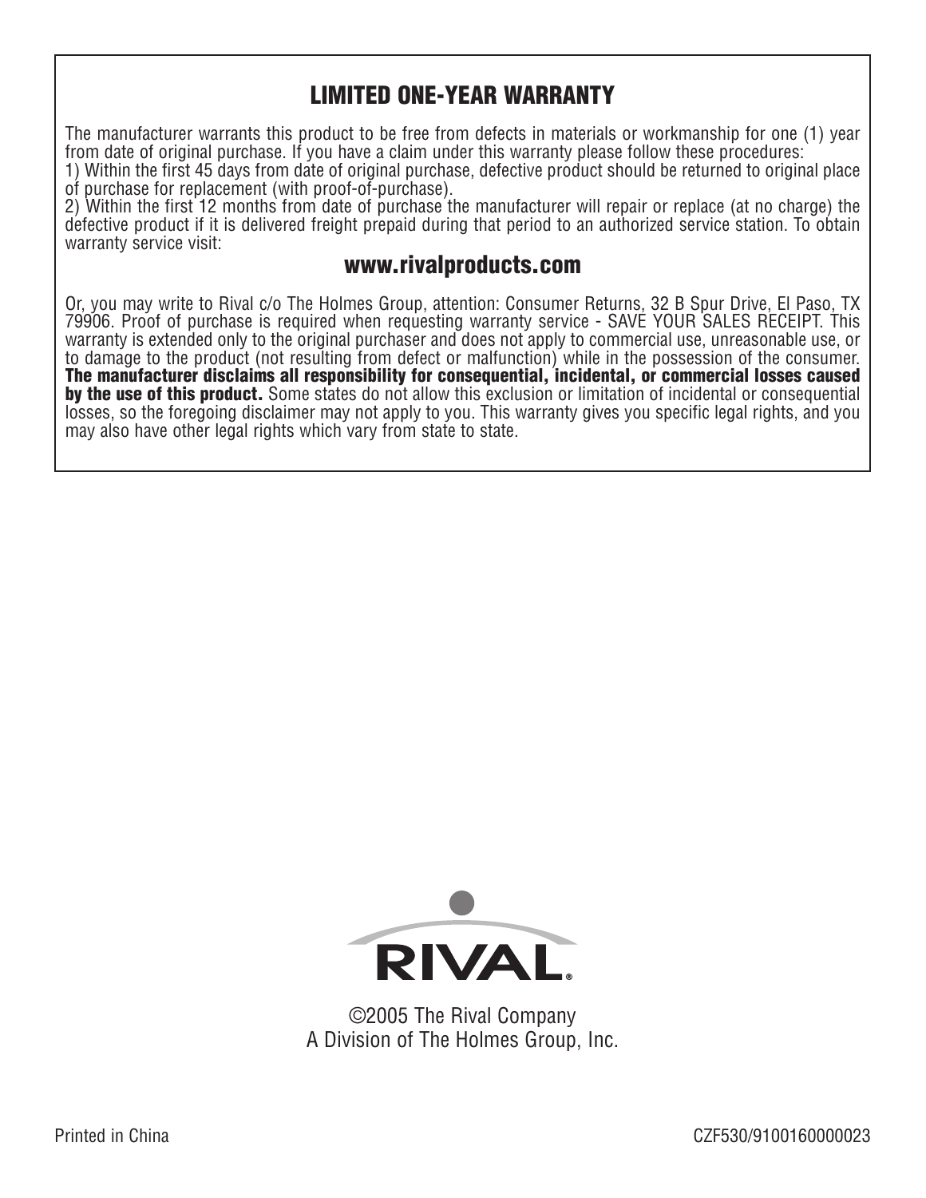## LIMITED ONE-YEAR WARRANTY

The manufacturer warrants this product to be free from defects in materials or workmanship for one (1) year from date of original purchase. If you have a claim under this warranty please follow these procedures:

1) Within the first 45 days from date of original purchase, defective product should be returned to original place of purchase for replacement (with proof-of-purchase).

2) Within the first 12 months from date of purchase the manufacturer will repair or replace (at no charge) the defective product if it is delivered freight prepaid during that period to an authorized service station. To obtain warranty service visit:

**www.rivalproducts.com**

Or, you may write to Rival c/o The Holmes Group, attention: Consumer Returns, 32 B Spur Drive, El Paso, TX 79906. Proof of purchase is required when requesting warranty service - SAVE YOUR SALES RECEIPT. This warranty is extended only to the original purchaser and does not apply to commercial use, unreasonable use, or to damage to the product (not resulting from defect or malfunction) while in the possession of the consumer. **The manufacturer disclaims all responsibility for consequential, incidental, or commercial losses caused by the use of this product.** Some states do not allow this exclusion or limitation of incidental or consequential losses, so the foregoing disclaimer may not apply to you. This warranty gives you specific legal rights, and you may also have other legal rights which vary from state to state.

RIVAL®

©2005 The Rival Company
A Division of The Holmes Group, Inc.

Printed in China

CZF530/9100160000023